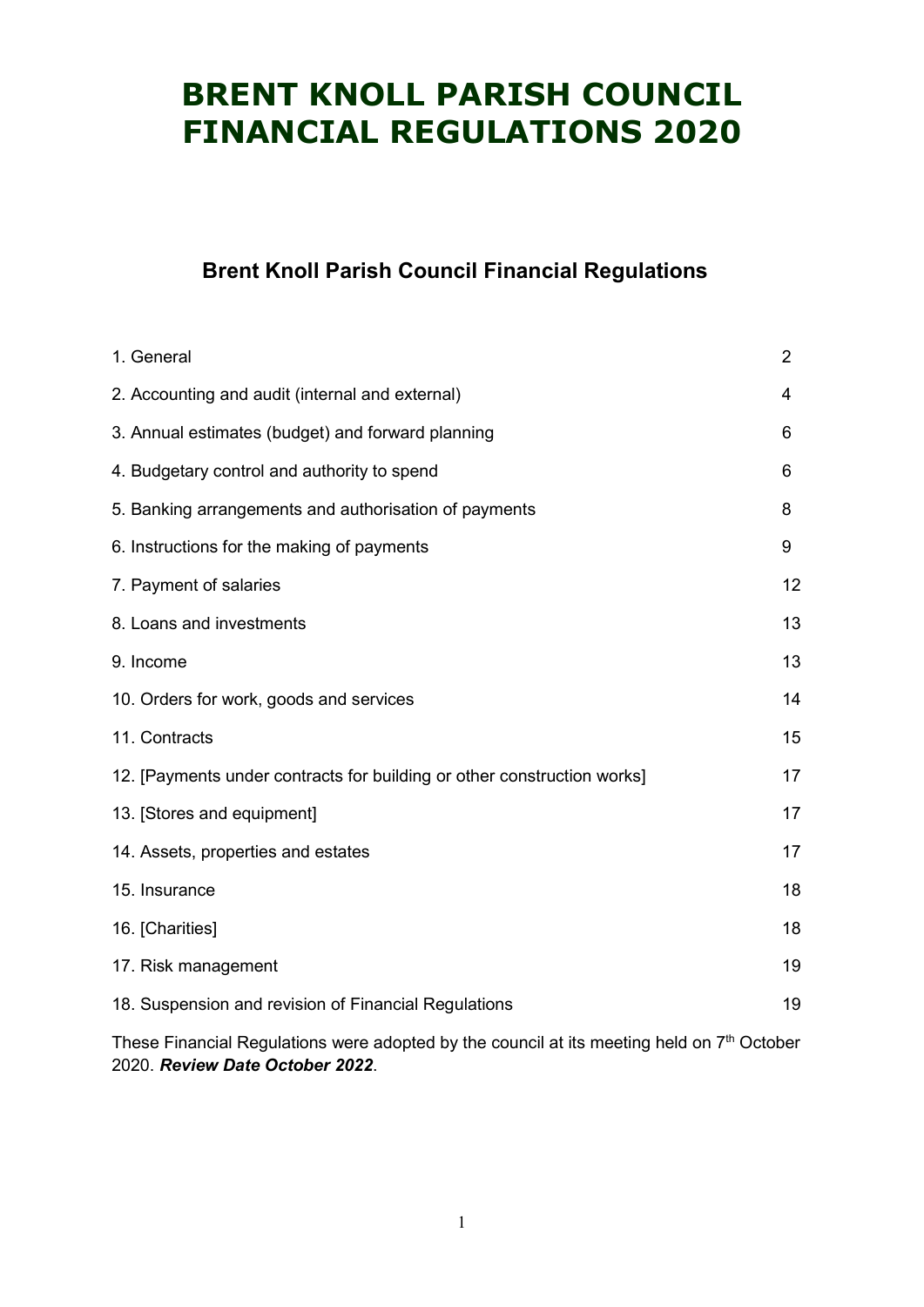# BRENT KNOLL PARISH COUNCIL FINANCIAL REGULATIONS 2020

## Brent Knoll Parish Council Financial Regulations

| | |
|---|---|
| 1. General | 2 |
| 2. Accounting and audit (internal and external) | 4 |
| 3. Annual estimates (budget) and forward planning | 6 |
| 4. Budgetary control and authority to spend | 6 |
| 5. Banking arrangements and authorisation of payments | 8 |
| 6. Instructions for the making of payments | 9 |
| 7. Payment of salaries | 12 |
| 8. Loans and investments | 13 |
| 9. Income | 13 |
| 10. Orders for work, goods and services | 14 |
| 11. Contracts | 15 |
| 12. [Payments under contracts for building or other construction works] | 17 |
| 13. [Stores and equipment] | 17 |
| 14. Assets, properties and estates | 17 |
| 15. Insurance | 18 |
| 16. [Charities] | 18 |
| 17. Risk management | 19 |
| 18. Suspension and revision of Financial Regulations | 19 |

These Financial Regulations were adopted by the council at its meeting held on 7th October 2020. ***Review Date October 2022***.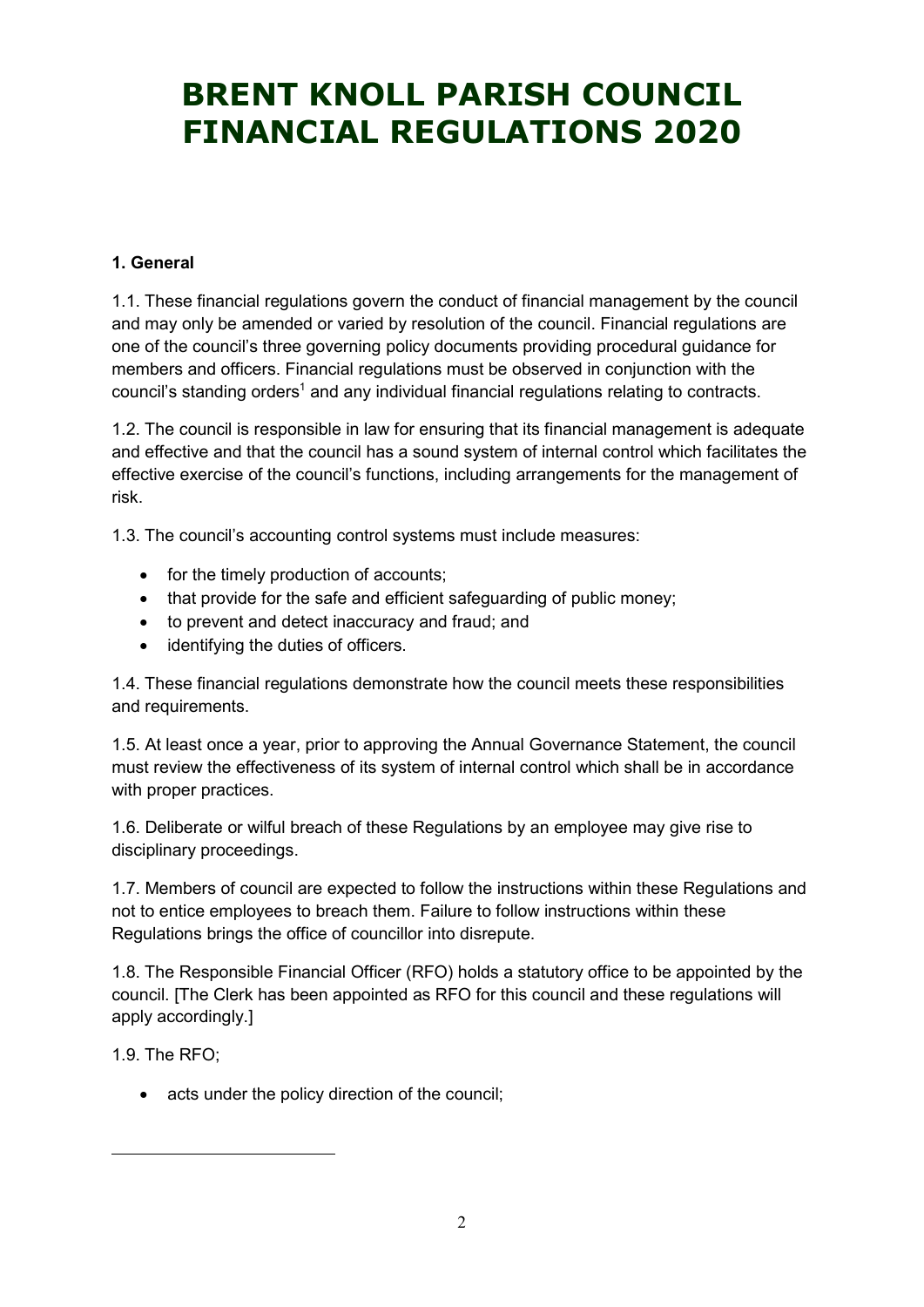# BRENT KNOLL PARISH COUNCIL FINANCIAL REGULATIONS 2020

### 1. General

1.1. These financial regulations govern the conduct of financial management by the council and may only be amended or varied by resolution of the council. Financial regulations are one of the council's three governing policy documents providing procedural guidance for members and officers. Financial regulations must be observed in conjunction with the council's standing orders[1] and any individual financial regulations relating to contracts.

1.2. The council is responsible in law for ensuring that its financial management is adequate and effective and that the council has a sound system of internal control which facilitates the effective exercise of the council's functions, including arrangements for the management of risk.

1.3. The council's accounting control systems must include measures:

- for the timely production of accounts;
- that provide for the safe and efficient safeguarding of public money;
- to prevent and detect inaccuracy and fraud; and
- identifying the duties of officers.

1.4. These financial regulations demonstrate how the council meets these responsibilities and requirements.

1.5. At least once a year, prior to approving the Annual Governance Statement, the council must review the effectiveness of its system of internal control which shall be in accordance with proper practices.

1.6. Deliberate or wilful breach of these Regulations by an employee may give rise to disciplinary proceedings.

1.7. Members of council are expected to follow the instructions within these Regulations and not to entice employees to breach them. Failure to follow instructions within these Regulations brings the office of councillor into disrepute.

1.8. The Responsible Financial Officer (RFO) holds a statutory office to be appointed by the council. [The Clerk has been appointed as RFO for this council and these regulations will apply accordingly.]

1.9. The RFO;

- acts under the policy direction of the council;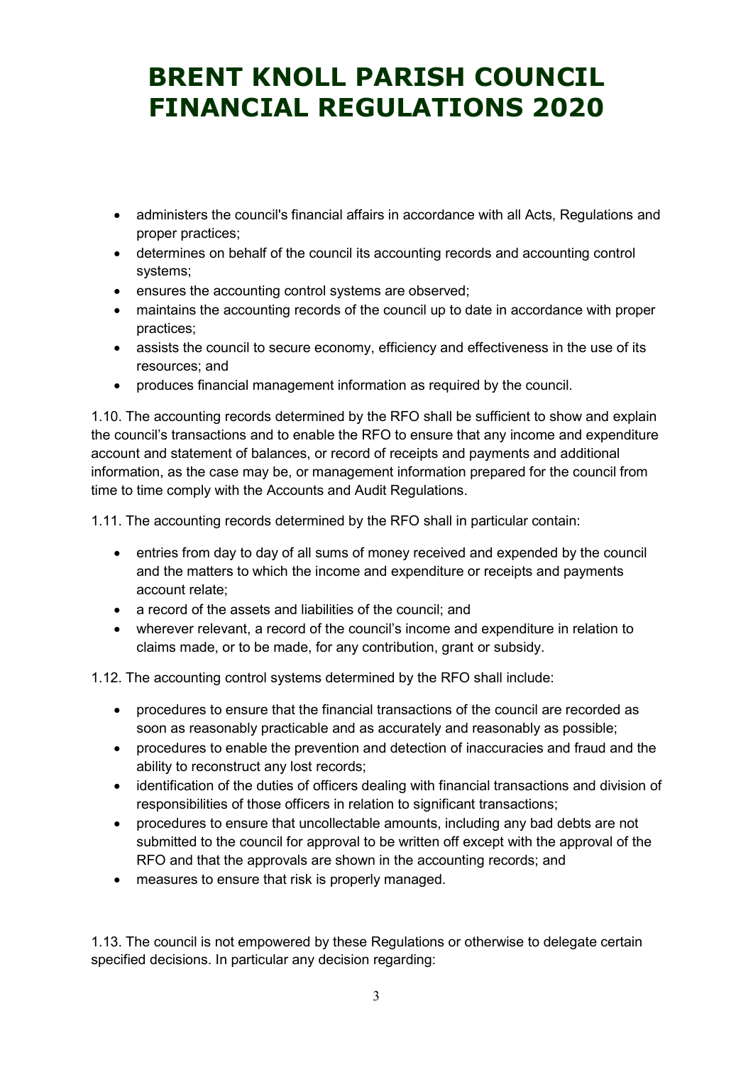- administers the council's financial affairs in accordance with all Acts, Regulations and proper practices;
- determines on behalf of the council its accounting records and accounting control systems;
- ensures the accounting control systems are observed;
- maintains the accounting records of the council up to date in accordance with proper practices;
- assists the council to secure economy, efficiency and effectiveness in the use of its resources; and
- produces financial management information as required by the council.

1.10. The accounting records determined by the RFO shall be sufficient to show and explain the council's transactions and to enable the RFO to ensure that any income and expenditure account and statement of balances, or record of receipts and payments and additional information, as the case may be, or management information prepared for the council from time to time comply with the Accounts and Audit Regulations.

1.11. The accounting records determined by the RFO shall in particular contain:

- entries from day to day of all sums of money received and expended by the council and the matters to which the income and expenditure or receipts and payments account relate;
- a record of the assets and liabilities of the council; and
- wherever relevant, a record of the council's income and expenditure in relation to claims made, or to be made, for any contribution, grant or subsidy.

1.12. The accounting control systems determined by the RFO shall include:

- procedures to ensure that the financial transactions of the council are recorded as soon as reasonably practicable and as accurately and reasonably as possible;
- procedures to enable the prevention and detection of inaccuracies and fraud and the ability to reconstruct any lost records;
- identification of the duties of officers dealing with financial transactions and division of responsibilities of those officers in relation to significant transactions;
- procedures to ensure that uncollectable amounts, including any bad debts are not submitted to the council for approval to be written off except with the approval of the RFO and that the approvals are shown in the accounting records; and
- measures to ensure that risk is properly managed.

1.13. The council is not empowered by these Regulations or otherwise to delegate certain specified decisions. In particular any decision regarding: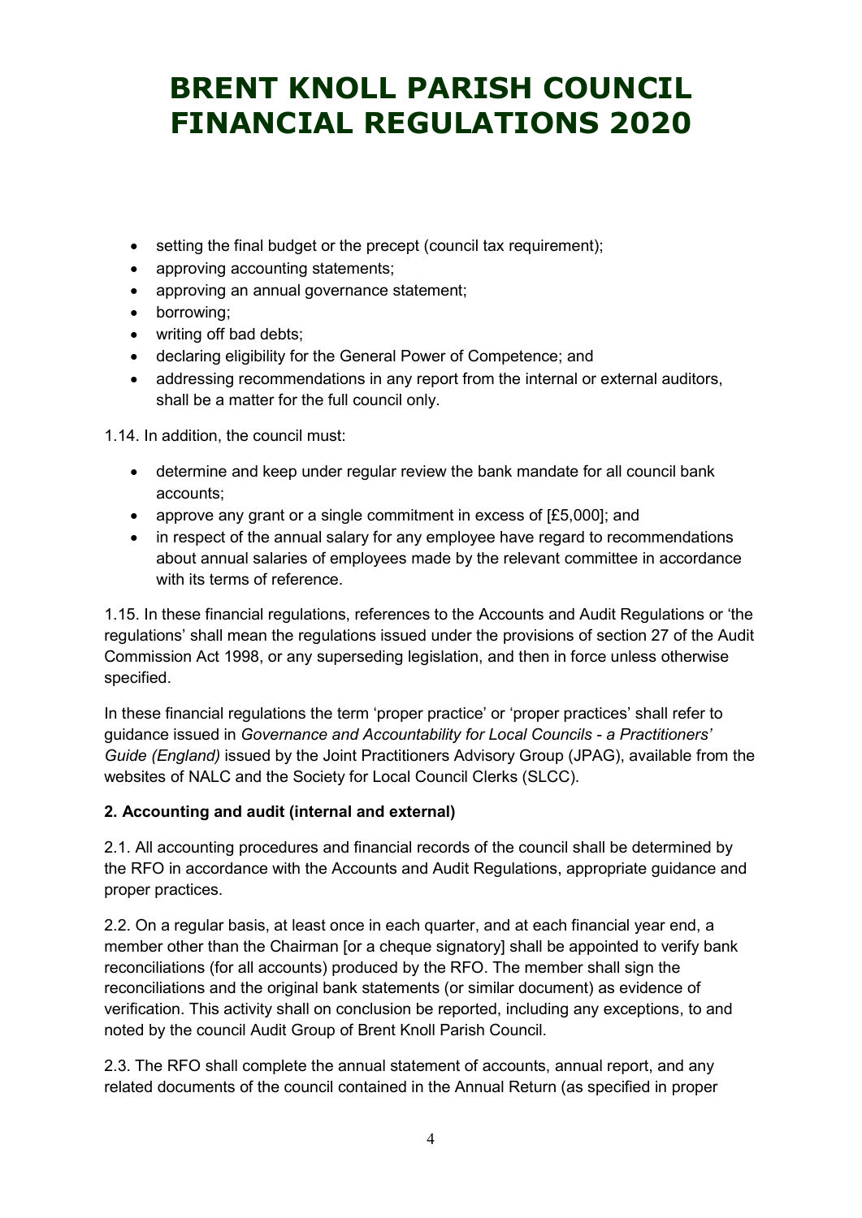# BRENT KNOLL PARISH COUNCIL FINANCIAL REGULATIONS 2020

- setting the final budget or the precept (council tax requirement);
- approving accounting statements;
- approving an annual governance statement;
- borrowing;
- writing off bad debts;
- declaring eligibility for the General Power of Competence; and
- addressing recommendations in any report from the internal or external auditors, shall be a matter for the full council only.

1.14. In addition, the council must:

- determine and keep under regular review the bank mandate for all council bank accounts;
- approve any grant or a single commitment in excess of [£5,000]; and
- in respect of the annual salary for any employee have regard to recommendations about annual salaries of employees made by the relevant committee in accordance with its terms of reference.

1.15. In these financial regulations, references to the Accounts and Audit Regulations or 'the regulations' shall mean the regulations issued under the provisions of section 27 of the Audit Commission Act 1998, or any superseding legislation, and then in force unless otherwise specified.

In these financial regulations the term 'proper practice' or 'proper practices' shall refer to guidance issued in *Governance and Accountability for Local Councils - a Practitioners' Guide (England)* issued by the Joint Practitioners Advisory Group (JPAG), available from the websites of NALC and the Society for Local Council Clerks (SLCC).

**2. Accounting and audit (internal and external)**

2.1. All accounting procedures and financial records of the council shall be determined by the RFO in accordance with the Accounts and Audit Regulations, appropriate guidance and proper practices.

2.2. On a regular basis, at least once in each quarter, and at each financial year end, a member other than the Chairman [or a cheque signatory] shall be appointed to verify bank reconciliations (for all accounts) produced by the RFO. The member shall sign the reconciliations and the original bank statements (or similar document) as evidence of verification. This activity shall on conclusion be reported, including any exceptions, to and noted by the council Audit Group of Brent Knoll Parish Council.

2.3. The RFO shall complete the annual statement of accounts, annual report, and any related documents of the council contained in the Annual Return (as specified in proper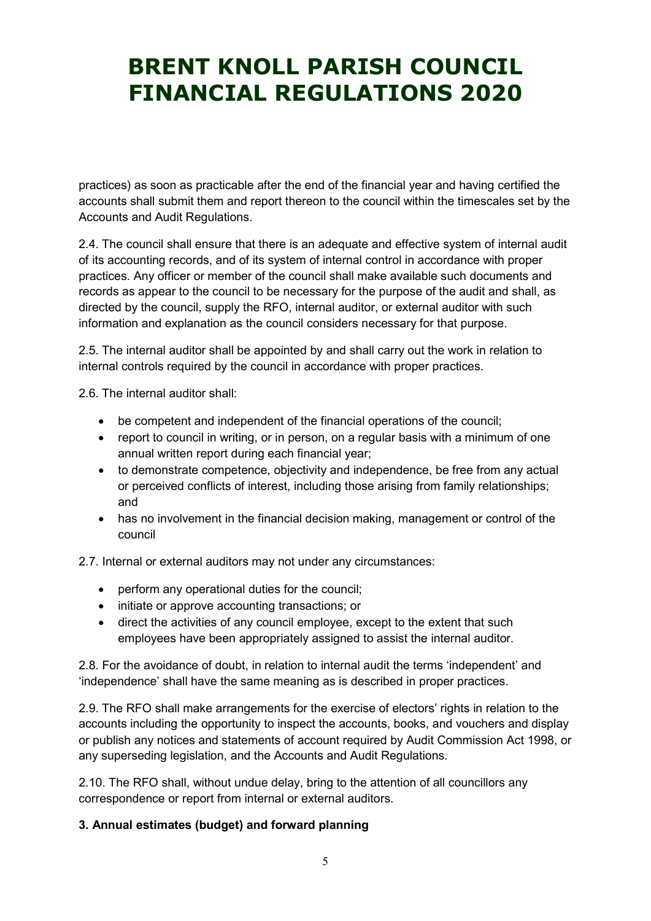practices) as soon as practicable after the end of the financial year and having certified the accounts shall submit them and report thereon to the council within the timescales set by the Accounts and Audit Regulations.

2.4. The council shall ensure that there is an adequate and effective system of internal audit of its accounting records, and of its system of internal control in accordance with proper practices. Any officer or member of the council shall make available such documents and records as appear to the council to be necessary for the purpose of the audit and shall, as directed by the council, supply the RFO, internal auditor, or external auditor with such information and explanation as the council considers necessary for that purpose.

2.5. The internal auditor shall be appointed by and shall carry out the work in relation to internal controls required by the council in accordance with proper practices.

2.6. The internal auditor shall:

- be competent and independent of the financial operations of the council;
- report to council in writing, or in person, on a regular basis with a minimum of one annual written report during each financial year;
- to demonstrate competence, objectivity and independence, be free from any actual or perceived conflicts of interest, including those arising from family relationships; and
- has no involvement in the financial decision making, management or control of the council

2.7. Internal or external auditors may not under any circumstances:

- perform any operational duties for the council;
- initiate or approve accounting transactions; or
- direct the activities of any council employee, except to the extent that such employees have been appropriately assigned to assist the internal auditor.

2.8. For the avoidance of doubt, in relation to internal audit the terms 'independent' and 'independence' shall have the same meaning as is described in proper practices.

2.9. The RFO shall make arrangements for the exercise of electors' rights in relation to the accounts including the opportunity to inspect the accounts, books, and vouchers and display or publish any notices and statements of account required by Audit Commission Act 1998, or any superseding legislation, and the Accounts and Audit Regulations.

2.10. The RFO shall, without undue delay, bring to the attention of all councillors any correspondence or report from internal or external auditors.

**3. Annual estimates (budget) and forward planning**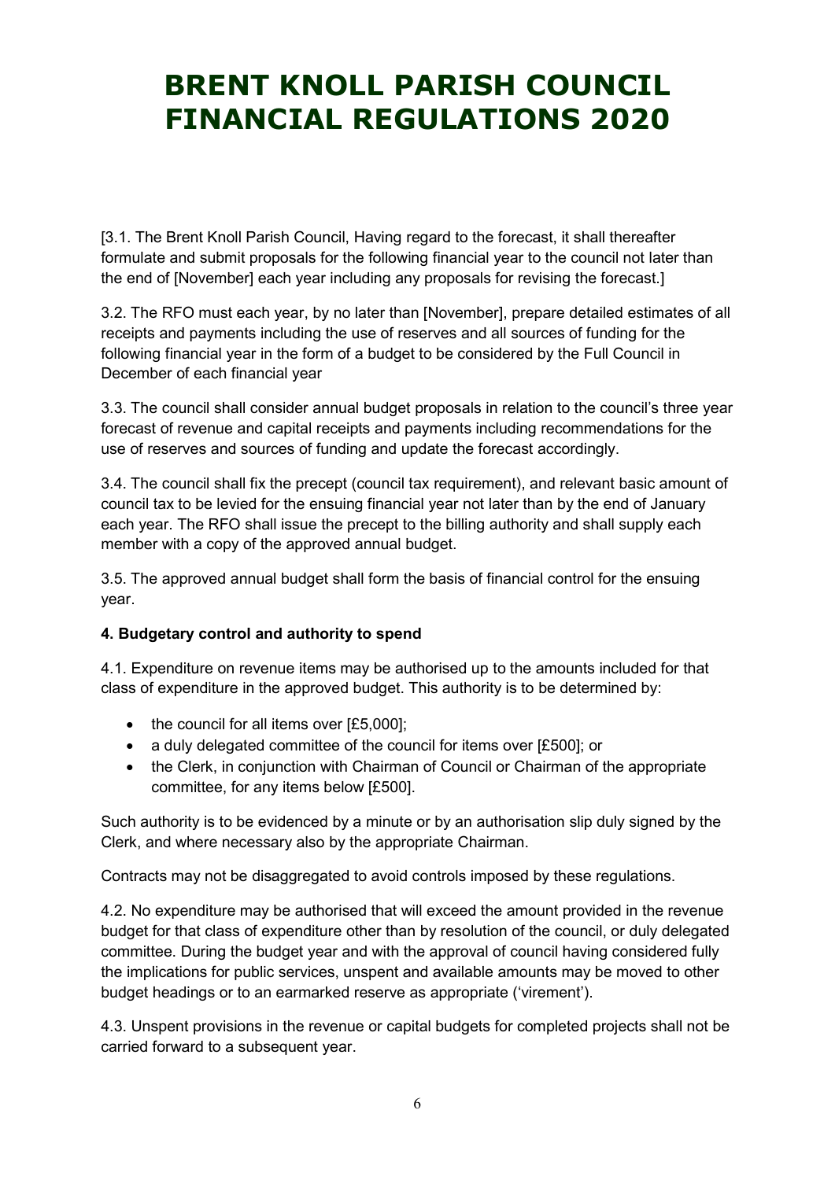# BRENT KNOLL PARISH COUNCIL FINANCIAL REGULATIONS 2020

[3.1. The Brent Knoll Parish Council, Having regard to the forecast, it shall thereafter formulate and submit proposals for the following financial year to the council not later than the end of [November] each year including any proposals for revising the forecast.]

3.2. The RFO must each year, by no later than [November], prepare detailed estimates of all receipts and payments including the use of reserves and all sources of funding for the following financial year in the form of a budget to be considered by the Full Council in December of each financial year

3.3. The council shall consider annual budget proposals in relation to the council's three year forecast of revenue and capital receipts and payments including recommendations for the use of reserves and sources of funding and update the forecast accordingly.

3.4. The council shall fix the precept (council tax requirement), and relevant basic amount of council tax to be levied for the ensuing financial year not later than by the end of January each year. The RFO shall issue the precept to the billing authority and shall supply each member with a copy of the approved annual budget.

3.5. The approved annual budget shall form the basis of financial control for the ensuing year.

**4. Budgetary control and authority to spend**

4.1. Expenditure on revenue items may be authorised up to the amounts included for that class of expenditure in the approved budget. This authority is to be determined by:

- the council for all items over [£5,000];
- a duly delegated committee of the council for items over [£500]; or
- the Clerk, in conjunction with Chairman of Council or Chairman of the appropriate committee, for any items below [£500].

Such authority is to be evidenced by a minute or by an authorisation slip duly signed by the Clerk, and where necessary also by the appropriate Chairman.

Contracts may not be disaggregated to avoid controls imposed by these regulations.

4.2. No expenditure may be authorised that will exceed the amount provided in the revenue budget for that class of expenditure other than by resolution of the council, or duly delegated committee. During the budget year and with the approval of council having considered fully the implications for public services, unspent and available amounts may be moved to other budget headings or to an earmarked reserve as appropriate ('virement').

4.3. Unspent provisions in the revenue or capital budgets for completed projects shall not be carried forward to a subsequent year.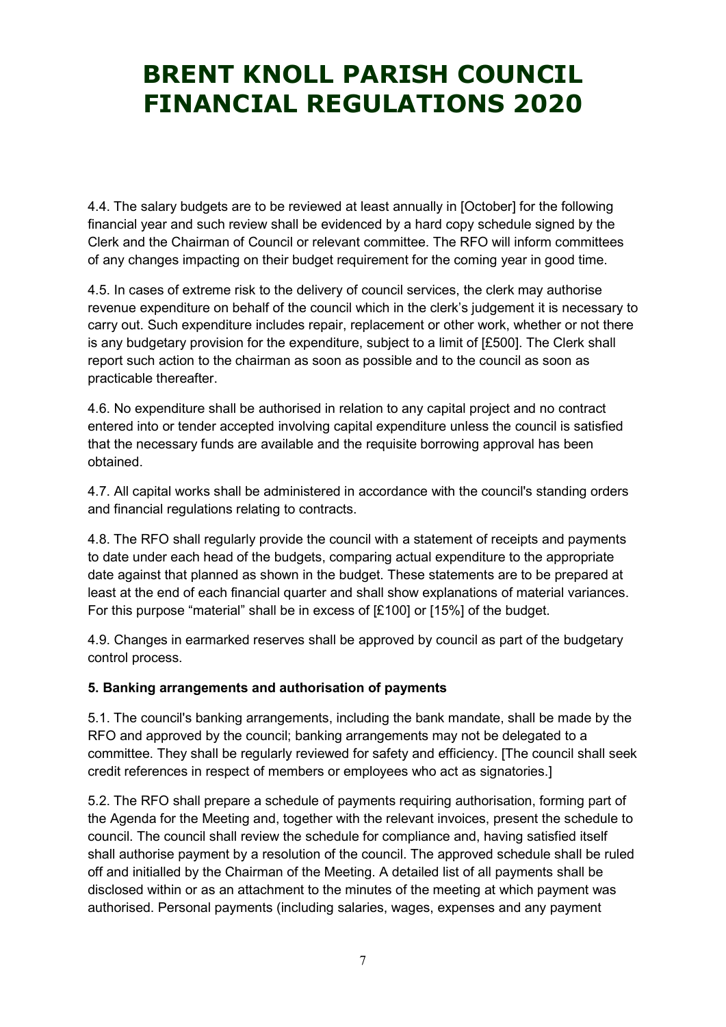# BRENT KNOLL PARISH COUNCIL FINANCIAL REGULATIONS 2020

4.4. The salary budgets are to be reviewed at least annually in [October] for the following financial year and such review shall be evidenced by a hard copy schedule signed by the Clerk and the Chairman of Council or relevant committee. The RFO will inform committees of any changes impacting on their budget requirement for the coming year in good time.

4.5. In cases of extreme risk to the delivery of council services, the clerk may authorise revenue expenditure on behalf of the council which in the clerk's judgement it is necessary to carry out. Such expenditure includes repair, replacement or other work, whether or not there is any budgetary provision for the expenditure, subject to a limit of [£500]. The Clerk shall report such action to the chairman as soon as possible and to the council as soon as practicable thereafter.

4.6. No expenditure shall be authorised in relation to any capital project and no contract entered into or tender accepted involving capital expenditure unless the council is satisfied that the necessary funds are available and the requisite borrowing approval has been obtained.

4.7. All capital works shall be administered in accordance with the council's standing orders and financial regulations relating to contracts.

4.8. The RFO shall regularly provide the council with a statement of receipts and payments to date under each head of the budgets, comparing actual expenditure to the appropriate date against that planned as shown in the budget. These statements are to be prepared at least at the end of each financial quarter and shall show explanations of material variances. For this purpose "material" shall be in excess of [£100] or [15%] of the budget.

4.9. Changes in earmarked reserves shall be approved by council as part of the budgetary control process.

**5. Banking arrangements and authorisation of payments**

5.1. The council's banking arrangements, including the bank mandate, shall be made by the RFO and approved by the council; banking arrangements may not be delegated to a committee. They shall be regularly reviewed for safety and efficiency. [The council shall seek credit references in respect of members or employees who act as signatories.]

5.2. The RFO shall prepare a schedule of payments requiring authorisation, forming part of the Agenda for the Meeting and, together with the relevant invoices, present the schedule to council. The council shall review the schedule for compliance and, having satisfied itself shall authorise payment by a resolution of the council. The approved schedule shall be ruled off and initialled by the Chairman of the Meeting. A detailed list of all payments shall be disclosed within or as an attachment to the minutes of the meeting at which payment was authorised. Personal payments (including salaries, wages, expenses and any payment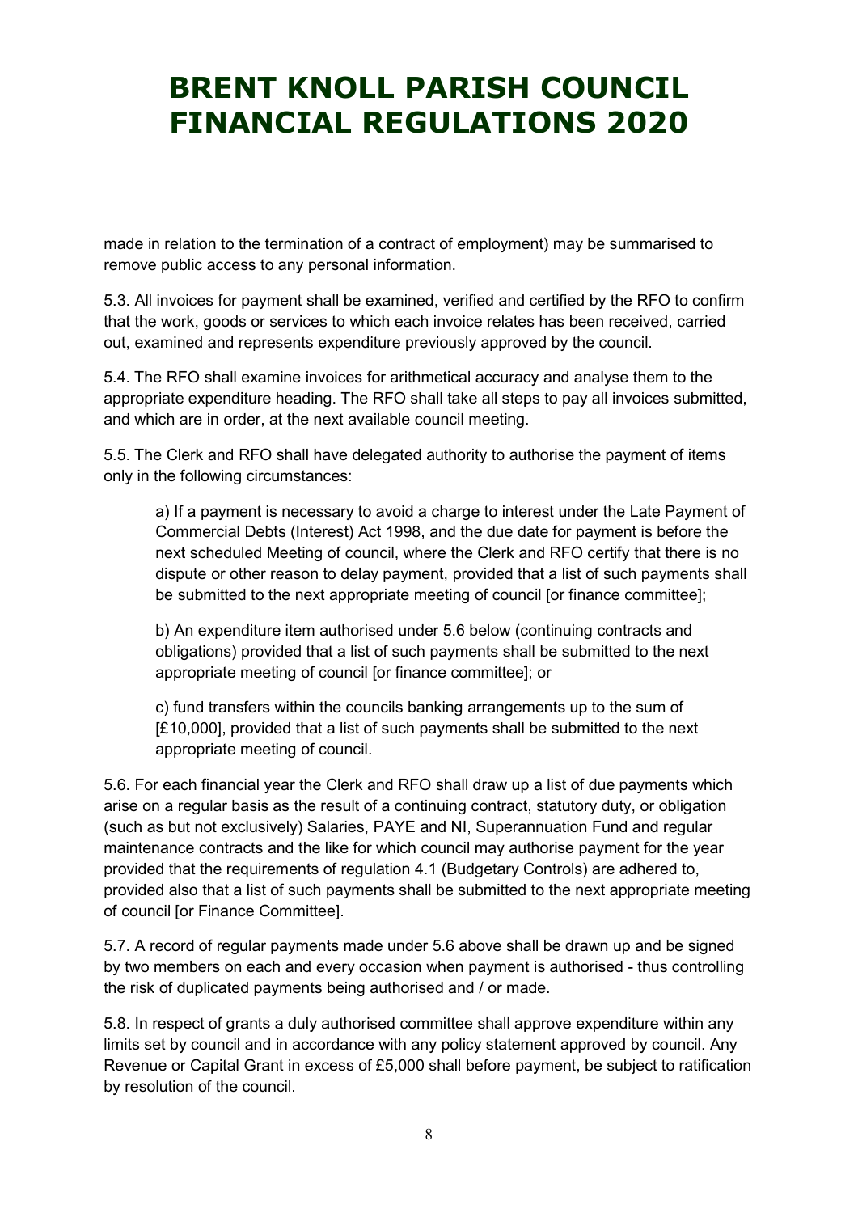made in relation to the termination of a contract of employment) may be summarised to remove public access to any personal information.

5.3. All invoices for payment shall be examined, verified and certified by the RFO to confirm that the work, goods or services to which each invoice relates has been received, carried out, examined and represents expenditure previously approved by the council.

5.4. The RFO shall examine invoices for arithmetical accuracy and analyse them to the appropriate expenditure heading. The RFO shall take all steps to pay all invoices submitted, and which are in order, at the next available council meeting.

5.5. The Clerk and RFO shall have delegated authority to authorise the payment of items only in the following circumstances:

> a) If a payment is necessary to avoid a charge to interest under the Late Payment of Commercial Debts (Interest) Act 1998, and the due date for payment is before the next scheduled Meeting of council, where the Clerk and RFO certify that there is no dispute or other reason to delay payment, provided that a list of such payments shall be submitted to the next appropriate meeting of council [or finance committee];
>
> b) An expenditure item authorised under 5.6 below (continuing contracts and obligations) provided that a list of such payments shall be submitted to the next appropriate meeting of council [or finance committee]; or
>
> c) fund transfers within the councils banking arrangements up to the sum of [£10,000], provided that a list of such payments shall be submitted to the next appropriate meeting of council.

5.6. For each financial year the Clerk and RFO shall draw up a list of due payments which arise on a regular basis as the result of a continuing contract, statutory duty, or obligation (such as but not exclusively) Salaries, PAYE and NI, Superannuation Fund and regular maintenance contracts and the like for which council may authorise payment for the year provided that the requirements of regulation 4.1 (Budgetary Controls) are adhered to, provided also that a list of such payments shall be submitted to the next appropriate meeting of council [or Finance Committee].

5.7. A record of regular payments made under 5.6 above shall be drawn up and be signed by two members on each and every occasion when payment is authorised - thus controlling the risk of duplicated payments being authorised and / or made.

5.8. In respect of grants a duly authorised committee shall approve expenditure within any limits set by council and in accordance with any policy statement approved by council. Any Revenue or Capital Grant in excess of £5,000 shall before payment, be subject to ratification by resolution of the council.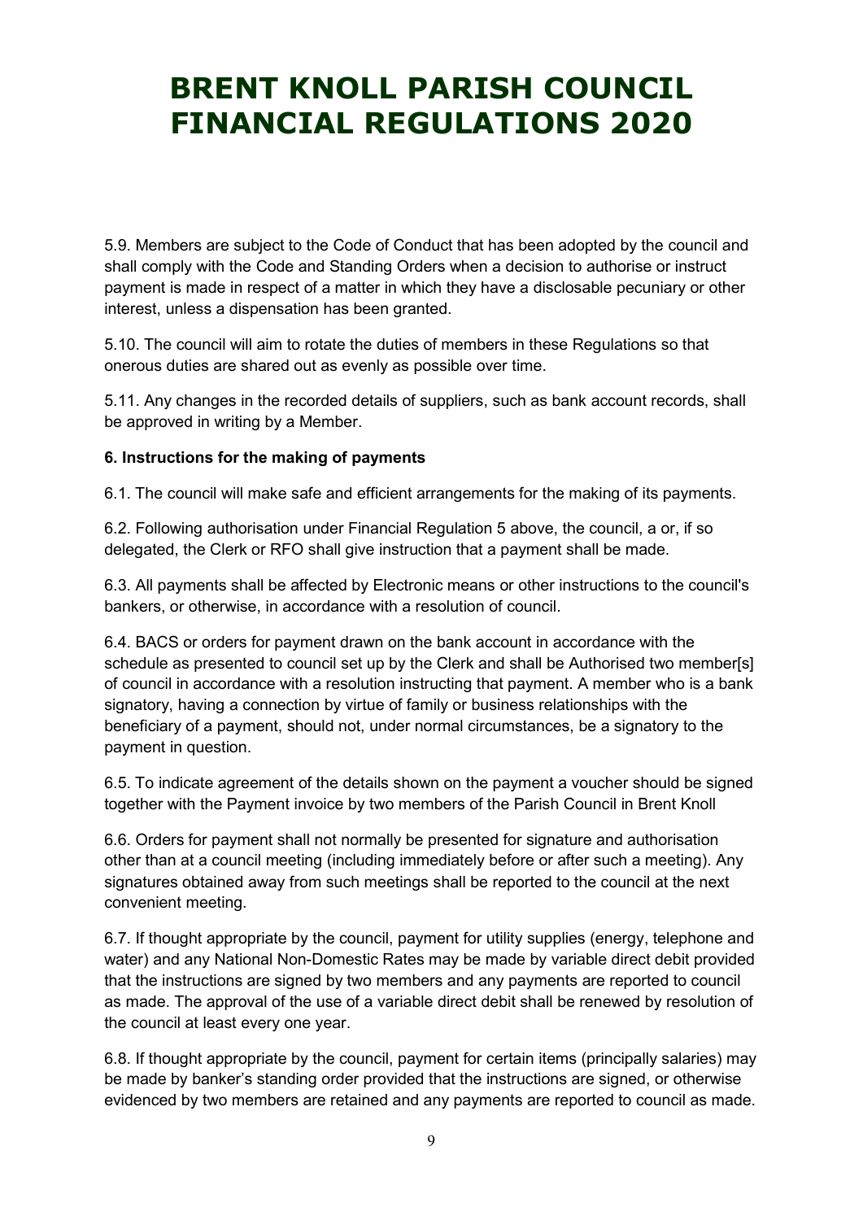# BRENT KNOLL PARISH COUNCIL FINANCIAL REGULATIONS 2020

5.9. Members are subject to the Code of Conduct that has been adopted by the council and shall comply with the Code and Standing Orders when a decision to authorise or instruct payment is made in respect of a matter in which they have a disclosable pecuniary or other interest, unless a dispensation has been granted.

5.10. The council will aim to rotate the duties of members in these Regulations so that onerous duties are shared out as evenly as possible over time.

5.11. Any changes in the recorded details of suppliers, such as bank account records, shall be approved in writing by a Member.

**6. Instructions for the making of payments**

6.1. The council will make safe and efficient arrangements for the making of its payments.

6.2. Following authorisation under Financial Regulation 5 above, the council, a or, if so delegated, the Clerk or RFO shall give instruction that a payment shall be made.

6.3. All payments shall be affected by Electronic means or other instructions to the council's bankers, or otherwise, in accordance with a resolution of council.

6.4. BACS or orders for payment drawn on the bank account in accordance with the schedule as presented to council set up by the Clerk and shall be Authorised two member[s] of council in accordance with a resolution instructing that payment. A member who is a bank signatory, having a connection by virtue of family or business relationships with the beneficiary of a payment, should not, under normal circumstances, be a signatory to the payment in question.

6.5. To indicate agreement of the details shown on the payment a voucher should be signed together with the Payment invoice by two members of the Parish Council in Brent Knoll

6.6. Orders for payment shall not normally be presented for signature and authorisation other than at a council meeting (including immediately before or after such a meeting). Any signatures obtained away from such meetings shall be reported to the council at the next convenient meeting.

6.7. If thought appropriate by the council, payment for utility supplies (energy, telephone and water) and any National Non-Domestic Rates may be made by variable direct debit provided that the instructions are signed by two members and any payments are reported to council as made. The approval of the use of a variable direct debit shall be renewed by resolution of the council at least every one year.

6.8. If thought appropriate by the council, payment for certain items (principally salaries) may be made by banker's standing order provided that the instructions are signed, or otherwise evidenced by two members are retained and any payments are reported to council as made.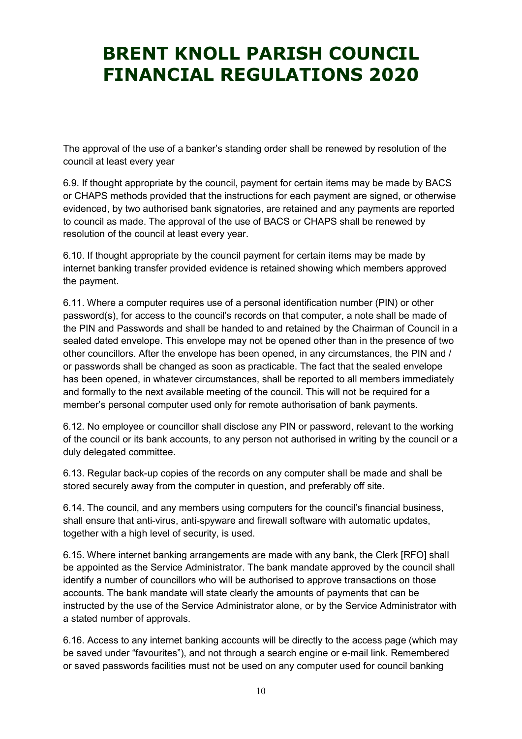The approval of the use of a banker's standing order shall be renewed by resolution of the council at least every year

6.9. If thought appropriate by the council, payment for certain items may be made by BACS or CHAPS methods provided that the instructions for each payment are signed, or otherwise evidenced, by two authorised bank signatories, are retained and any payments are reported to council as made. The approval of the use of BACS or CHAPS shall be renewed by resolution of the council at least every year.

6.10. If thought appropriate by the council payment for certain items may be made by internet banking transfer provided evidence is retained showing which members approved the payment.

6.11. Where a computer requires use of a personal identification number (PIN) or other password(s), for access to the council's records on that computer, a note shall be made of the PIN and Passwords and shall be handed to and retained by the Chairman of Council in a sealed dated envelope. This envelope may not be opened other than in the presence of two other councillors. After the envelope has been opened, in any circumstances, the PIN and / or passwords shall be changed as soon as practicable. The fact that the sealed envelope has been opened, in whatever circumstances, shall be reported to all members immediately and formally to the next available meeting of the council. This will not be required for a member's personal computer used only for remote authorisation of bank payments.

6.12. No employee or councillor shall disclose any PIN or password, relevant to the working of the council or its bank accounts, to any person not authorised in writing by the council or a duly delegated committee.

6.13. Regular back-up copies of the records on any computer shall be made and shall be stored securely away from the computer in question, and preferably off site.

6.14. The council, and any members using computers for the council's financial business, shall ensure that anti-virus, anti-spyware and firewall software with automatic updates, together with a high level of security, is used.

6.15. Where internet banking arrangements are made with any bank, the Clerk [RFO] shall be appointed as the Service Administrator. The bank mandate approved by the council shall identify a number of councillors who will be authorised to approve transactions on those accounts. The bank mandate will state clearly the amounts of payments that can be instructed by the use of the Service Administrator alone, or by the Service Administrator with a stated number of approvals.

6.16. Access to any internet banking accounts will be directly to the access page (which may be saved under "favourites"), and not through a search engine or e-mail link. Remembered or saved passwords facilities must not be used on any computer used for council banking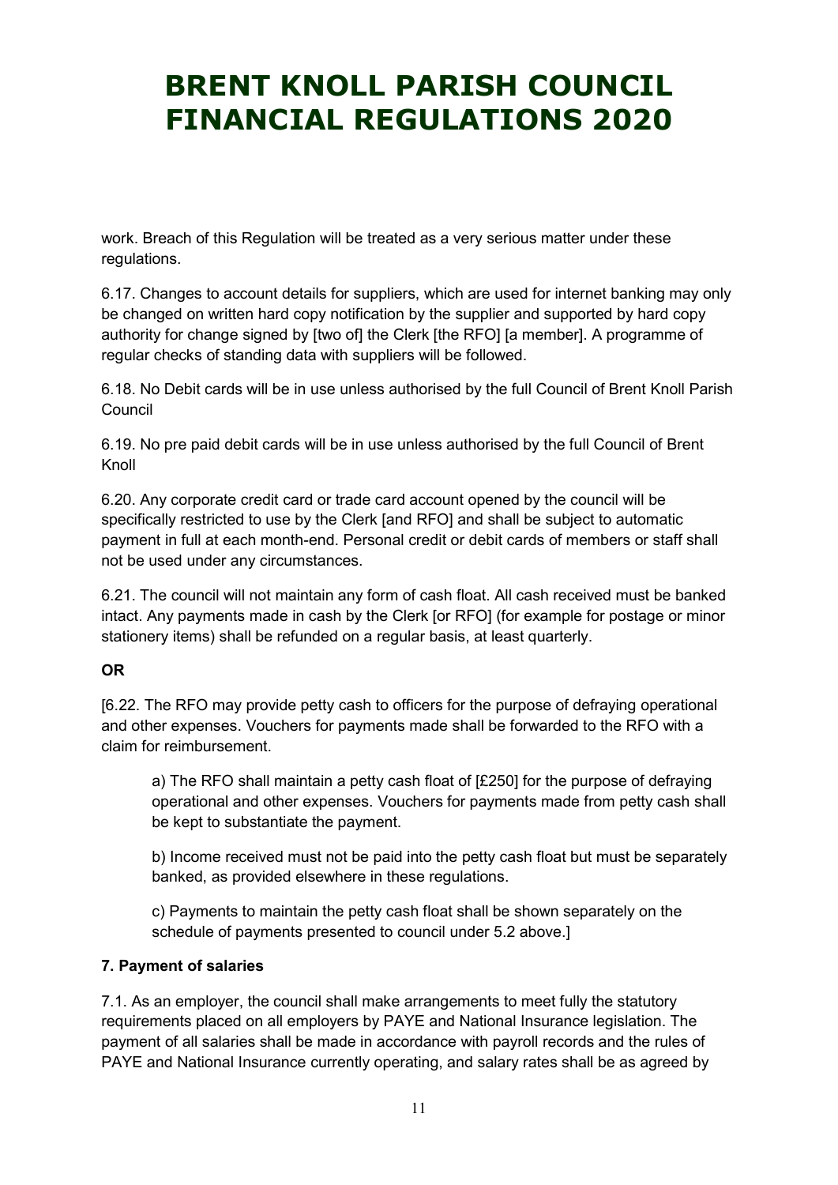work. Breach of this Regulation will be treated as a very serious matter under these regulations.

6.17. Changes to account details for suppliers, which are used for internet banking may only be changed on written hard copy notification by the supplier and supported by hard copy authority for change signed by [two of] the Clerk [the RFO] [a member]. A programme of regular checks of standing data with suppliers will be followed.

6.18. No Debit cards will be in use unless authorised by the full Council of Brent Knoll Parish Council

6.19. No pre paid debit cards will be in use unless authorised by the full Council of Brent Knoll

6.20. Any corporate credit card or trade card account opened by the council will be specifically restricted to use by the Clerk [and RFO] and shall be subject to automatic payment in full at each month-end. Personal credit or debit cards of members or staff shall not be used under any circumstances.

6.21. The council will not maintain any form of cash float. All cash received must be banked intact. Any payments made in cash by the Clerk [or RFO] (for example for postage or minor stationery items) shall be refunded on a regular basis, at least quarterly.

**OR**

[6.22. The RFO may provide petty cash to officers for the purpose of defraying operational and other expenses. Vouchers for payments made shall be forwarded to the RFO with a claim for reimbursement.

> a) The RFO shall maintain a petty cash float of [£250] for the purpose of defraying operational and other expenses. Vouchers for payments made from petty cash shall be kept to substantiate the payment.
>
> b) Income received must not be paid into the petty cash float but must be separately banked, as provided elsewhere in these regulations.
>
> c) Payments to maintain the petty cash float shall be shown separately on the schedule of payments presented to council under 5.2 above.]

**7. Payment of salaries**

7.1. As an employer, the council shall make arrangements to meet fully the statutory requirements placed on all employers by PAYE and National Insurance legislation. The payment of all salaries shall be made in accordance with payroll records and the rules of PAYE and National Insurance currently operating, and salary rates shall be as agreed by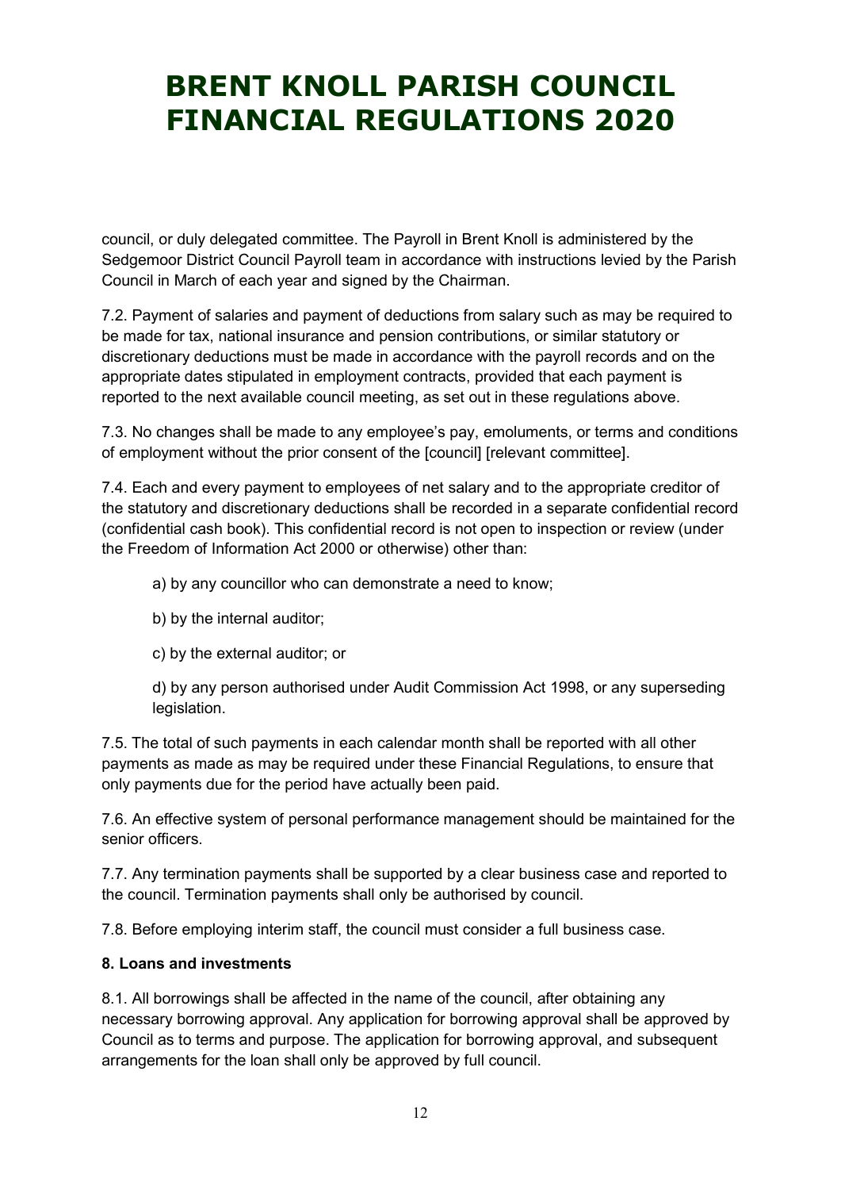council, or duly delegated committee. The Payroll in Brent Knoll is administered by the Sedgemoor District Council Payroll team in accordance with instructions levied by the Parish Council in March of each year and signed by the Chairman.

7.2. Payment of salaries and payment of deductions from salary such as may be required to be made for tax, national insurance and pension contributions, or similar statutory or discretionary deductions must be made in accordance with the payroll records and on the appropriate dates stipulated in employment contracts, provided that each payment is reported to the next available council meeting, as set out in these regulations above.

7.3. No changes shall be made to any employee's pay, emoluments, or terms and conditions of employment without the prior consent of the [council] [relevant committee].

7.4. Each and every payment to employees of net salary and to the appropriate creditor of the statutory and discretionary deductions shall be recorded in a separate confidential record (confidential cash book). This confidential record is not open to inspection or review (under the Freedom of Information Act 2000 or otherwise) other than:

a) by any councillor who can demonstrate a need to know;

b) by the internal auditor;

c) by the external auditor; or

d) by any person authorised under Audit Commission Act 1998, or any superseding legislation.

7.5. The total of such payments in each calendar month shall be reported with all other payments as made as may be required under these Financial Regulations, to ensure that only payments due for the period have actually been paid.

7.6. An effective system of personal performance management should be maintained for the senior officers.

7.7. Any termination payments shall be supported by a clear business case and reported to the council. Termination payments shall only be authorised by council.

7.8. Before employing interim staff, the council must consider a full business case.

**8. Loans and investments**

8.1. All borrowings shall be affected in the name of the council, after obtaining any necessary borrowing approval. Any application for borrowing approval shall be approved by Council as to terms and purpose. The application for borrowing approval, and subsequent arrangements for the loan shall only be approved by full council.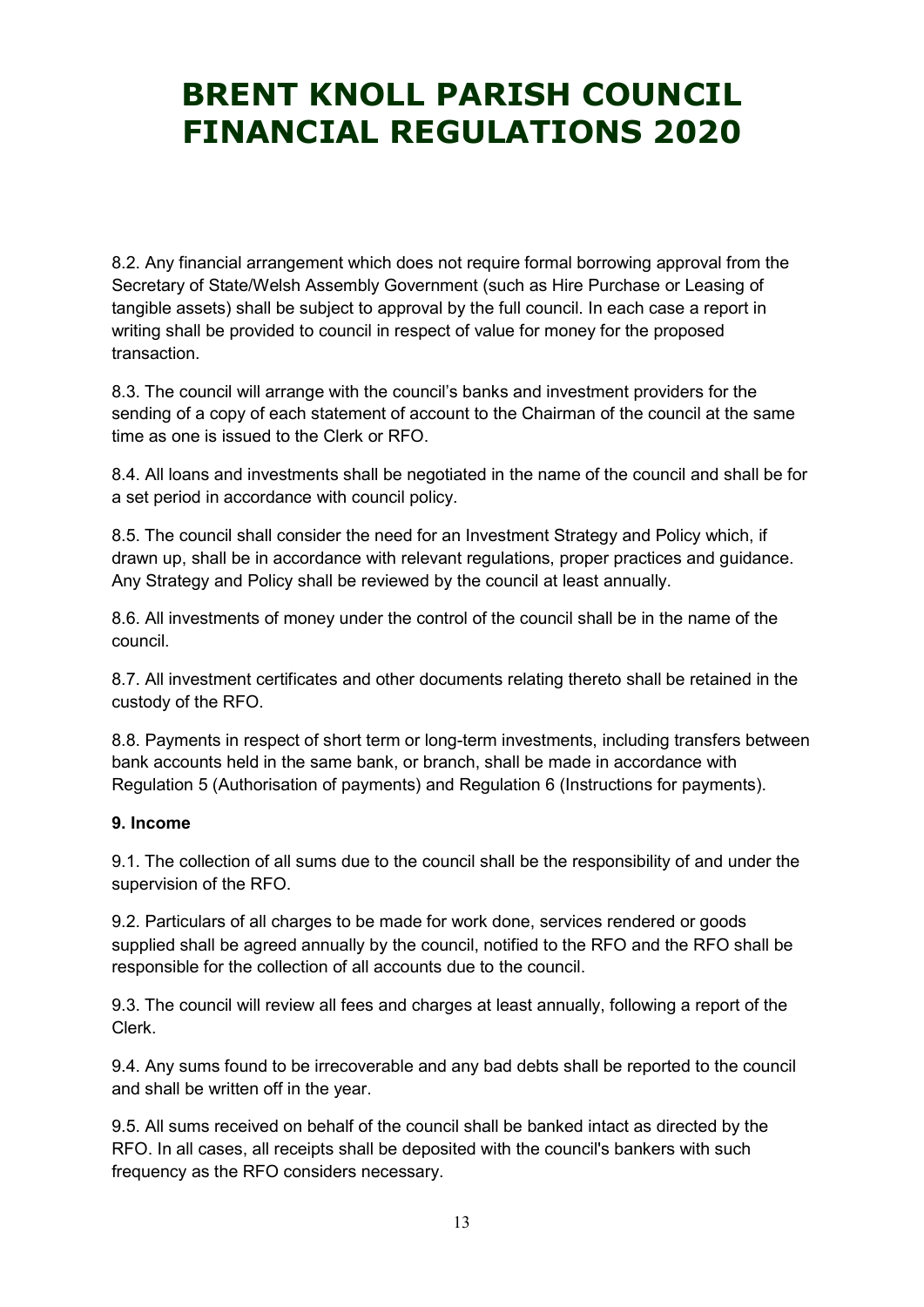8.2. Any financial arrangement which does not require formal borrowing approval from the Secretary of State/Welsh Assembly Government (such as Hire Purchase or Leasing of tangible assets) shall be subject to approval by the full council. In each case a report in writing shall be provided to council in respect of value for money for the proposed transaction.

8.3. The council will arrange with the council's banks and investment providers for the sending of a copy of each statement of account to the Chairman of the council at the same time as one is issued to the Clerk or RFO.

8.4. All loans and investments shall be negotiated in the name of the council and shall be for a set period in accordance with council policy.

8.5. The council shall consider the need for an Investment Strategy and Policy which, if drawn up, shall be in accordance with relevant regulations, proper practices and guidance. Any Strategy and Policy shall be reviewed by the council at least annually.

8.6. All investments of money under the control of the council shall be in the name of the council.

8.7. All investment certificates and other documents relating thereto shall be retained in the custody of the RFO.

8.8. Payments in respect of short term or long-term investments, including transfers between bank accounts held in the same bank, or branch, shall be made in accordance with Regulation 5 (Authorisation of payments) and Regulation 6 (Instructions for payments).

**9. Income**

9.1. The collection of all sums due to the council shall be the responsibility of and under the supervision of the RFO.

9.2. Particulars of all charges to be made for work done, services rendered or goods supplied shall be agreed annually by the council, notified to the RFO and the RFO shall be responsible for the collection of all accounts due to the council.

9.3. The council will review all fees and charges at least annually, following a report of the Clerk.

9.4. Any sums found to be irrecoverable and any bad debts shall be reported to the council and shall be written off in the year.

9.5. All sums received on behalf of the council shall be banked intact as directed by the RFO. In all cases, all receipts shall be deposited with the council's bankers with such frequency as the RFO considers necessary.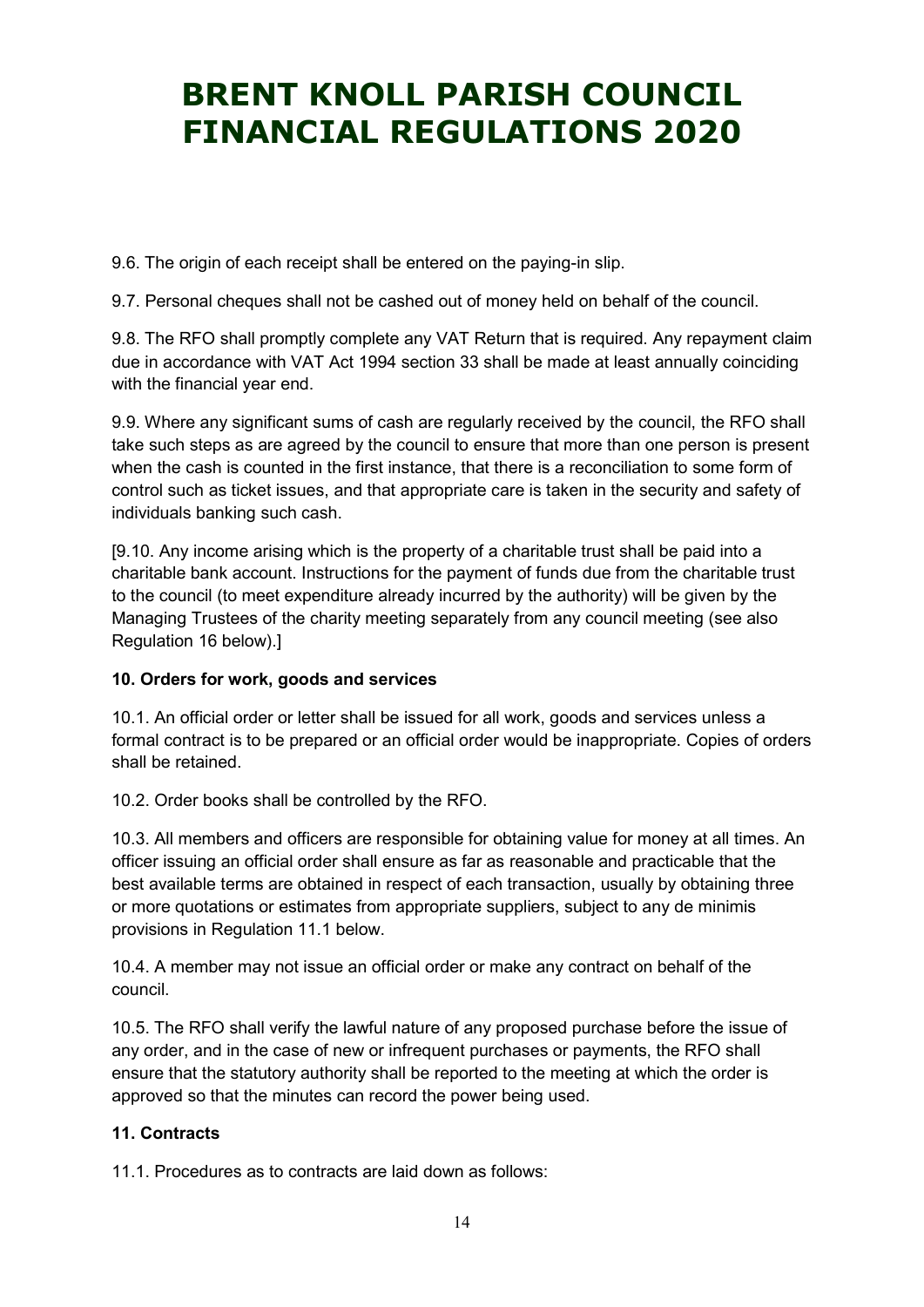9.6. The origin of each receipt shall be entered on the paying-in slip.

9.7. Personal cheques shall not be cashed out of money held on behalf of the council.

9.8. The RFO shall promptly complete any VAT Return that is required. Any repayment claim due in accordance with VAT Act 1994 section 33 shall be made at least annually coinciding with the financial year end.

9.9. Where any significant sums of cash are regularly received by the council, the RFO shall take such steps as are agreed by the council to ensure that more than one person is present when the cash is counted in the first instance, that there is a reconciliation to some form of control such as ticket issues, and that appropriate care is taken in the security and safety of individuals banking such cash.

[9.10. Any income arising which is the property of a charitable trust shall be paid into a charitable bank account. Instructions for the payment of funds due from the charitable trust to the council (to meet expenditure already incurred by the authority) will be given by the Managing Trustees of the charity meeting separately from any council meeting (see also Regulation 16 below).]

**10. Orders for work, goods and services**

10.1. An official order or letter shall be issued for all work, goods and services unless a formal contract is to be prepared or an official order would be inappropriate. Copies of orders shall be retained.

10.2. Order books shall be controlled by the RFO.

10.3. All members and officers are responsible for obtaining value for money at all times. An officer issuing an official order shall ensure as far as reasonable and practicable that the best available terms are obtained in respect of each transaction, usually by obtaining three or more quotations or estimates from appropriate suppliers, subject to any de minimis provisions in Regulation 11.1 below.

10.4. A member may not issue an official order or make any contract on behalf of the council.

10.5. The RFO shall verify the lawful nature of any proposed purchase before the issue of any order, and in the case of new or infrequent purchases or payments, the RFO shall ensure that the statutory authority shall be reported to the meeting at which the order is approved so that the minutes can record the power being used.

**11. Contracts**

11.1. Procedures as to contracts are laid down as follows: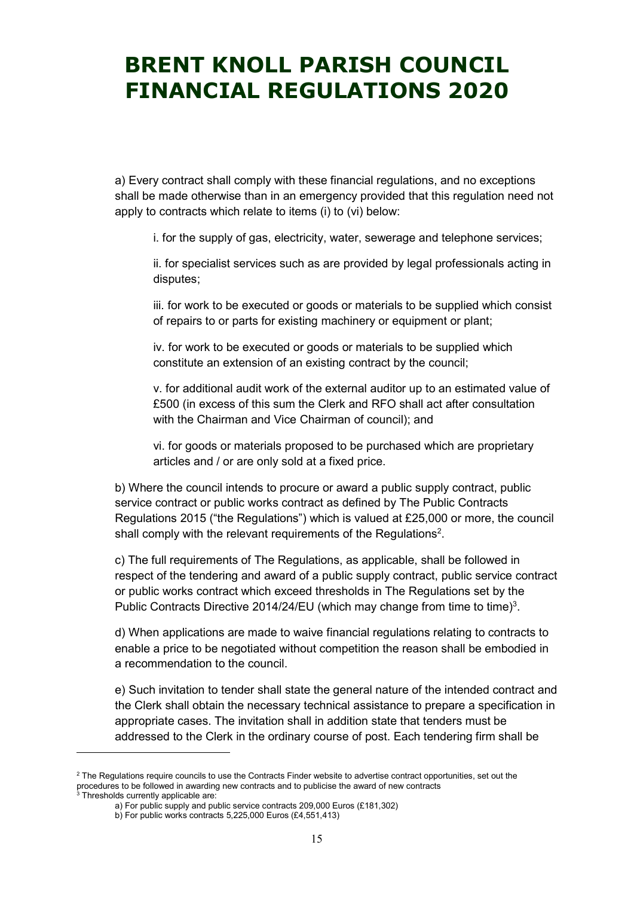# BRENT KNOLL PARISH COUNCIL FINANCIAL REGULATIONS 2020

a) Every contract shall comply with these financial regulations, and no exceptions shall be made otherwise than in an emergency provided that this regulation need not apply to contracts which relate to items (i) to (vi) below:

i. for the supply of gas, electricity, water, sewerage and telephone services;

ii. for specialist services such as are provided by legal professionals acting in disputes;

iii. for work to be executed or goods or materials to be supplied which consist of repairs to or parts for existing machinery or equipment or plant;

iv. for work to be executed or goods or materials to be supplied which constitute an extension of an existing contract by the council;

v. for additional audit work of the external auditor up to an estimated value of £500 (in excess of this sum the Clerk and RFO shall act after consultation with the Chairman and Vice Chairman of council); and

vi. for goods or materials proposed to be purchased which are proprietary articles and / or are only sold at a fixed price.

b) Where the council intends to procure or award a public supply contract, public service contract or public works contract as defined by The Public Contracts Regulations 2015 ("the Regulations") which is valued at £25,000 or more, the council shall comply with the relevant requirements of the Regulations[2].

c) The full requirements of The Regulations, as applicable, shall be followed in respect of the tendering and award of a public supply contract, public service contract or public works contract which exceed thresholds in The Regulations set by the Public Contracts Directive 2014/24/EU (which may change from time to time)[3].

d) When applications are made to waive financial regulations relating to contracts to enable a price to be negotiated without competition the reason shall be embodied in a recommendation to the council.

e) Such invitation to tender shall state the general nature of the intended contract and the Clerk shall obtain the necessary technical assistance to prepare a specification in appropriate cases. The invitation shall in addition state that tenders must be addressed to the Clerk in the ordinary course of post. Each tendering firm shall be

---

[2] The Regulations require councils to use the Contracts Finder website to advertise contract opportunities, set out the procedures to be followed in awarding new contracts and to publicise the award of new contracts

[3] Thresholds currently applicable are:

a) For public supply and public service contracts 209,000 Euros (£181,302)

b) For public works contracts 5,225,000 Euros (£4,551,413)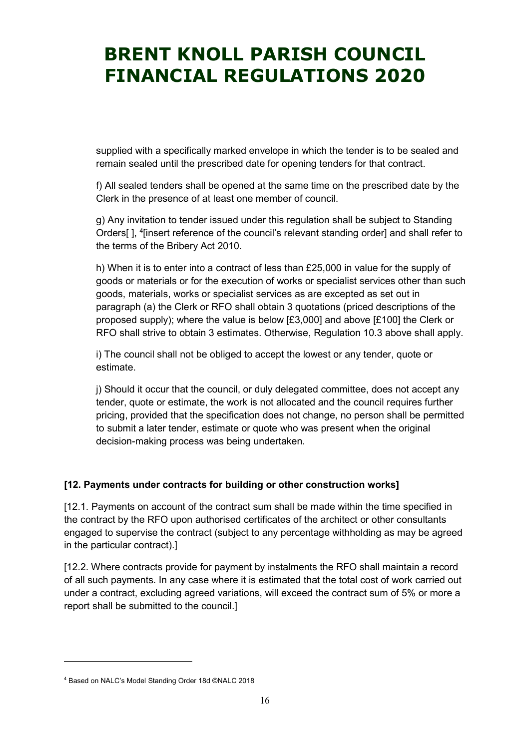supplied with a specifically marked envelope in which the tender is to be sealed and remain sealed until the prescribed date for opening tenders for that contract.

f) All sealed tenders shall be opened at the same time on the prescribed date by the Clerk in the presence of at least one member of council.

g) Any invitation to tender issued under this regulation shall be subject to Standing Orders[ ], [4][insert reference of the council's relevant standing order] and shall refer to the terms of the Bribery Act 2010.

h) When it is to enter into a contract of less than £25,000 in value for the supply of goods or materials or for the execution of works or specialist services other than such goods, materials, works or specialist services as are excepted as set out in paragraph (a) the Clerk or RFO shall obtain 3 quotations (priced descriptions of the proposed supply); where the value is below [£3,000] and above [£100] the Clerk or RFO shall strive to obtain 3 estimates. Otherwise, Regulation 10.3 above shall apply.

i) The council shall not be obliged to accept the lowest or any tender, quote or estimate.

j) Should it occur that the council, or duly delegated committee, does not accept any tender, quote or estimate, the work is not allocated and the council requires further pricing, provided that the specification does not change, no person shall be permitted to submit a later tender, estimate or quote who was present when the original decision-making process was being undertaken.

**[12. Payments under contracts for building or other construction works]**

[12.1. Payments on account of the contract sum shall be made within the time specified in the contract by the RFO upon authorised certificates of the architect or other consultants engaged to supervise the contract (subject to any percentage withholding as may be agreed in the particular contract).]

[12.2. Where contracts provide for payment by instalments the RFO shall maintain a record of all such payments. In any case where it is estimated that the total cost of work carried out under a contract, excluding agreed variations, will exceed the contract sum of 5% or more a report shall be submitted to the council.]

---

[4] Based on NALC's Model Standing Order 18d ©NALC 2018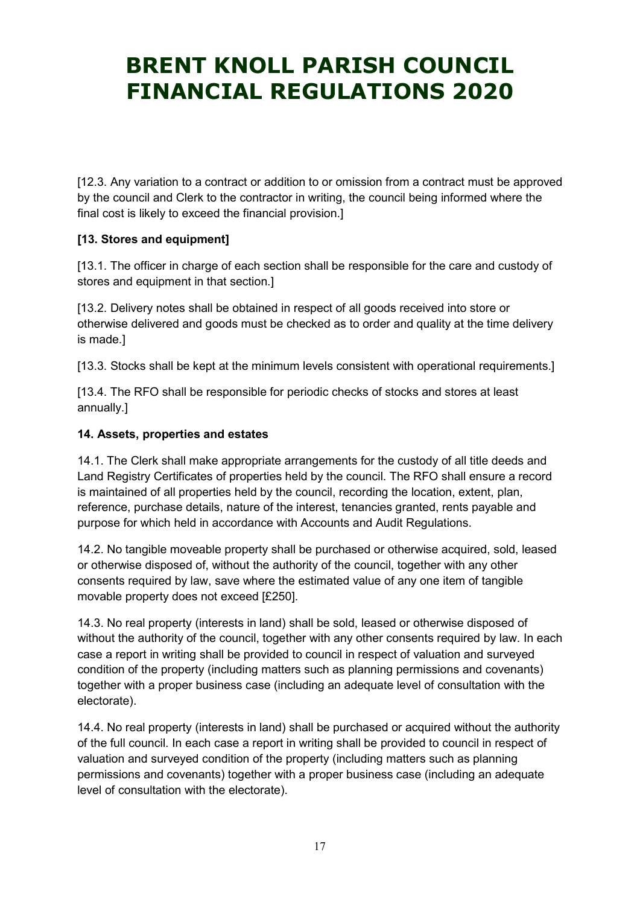# BRENT KNOLL PARISH COUNCIL FINANCIAL REGULATIONS 2020

[12.3. Any variation to a contract or addition to or omission from a contract must be approved by the council and Clerk to the contractor in writing, the council being informed where the final cost is likely to exceed the financial provision.]

**[13. Stores and equipment]**

[13.1. The officer in charge of each section shall be responsible for the care and custody of stores and equipment in that section.]

[13.2. Delivery notes shall be obtained in respect of all goods received into store or otherwise delivered and goods must be checked as to order and quality at the time delivery is made.]

[13.3. Stocks shall be kept at the minimum levels consistent with operational requirements.]

[13.4. The RFO shall be responsible for periodic checks of stocks and stores at least annually.]

**14. Assets, properties and estates**

14.1. The Clerk shall make appropriate arrangements for the custody of all title deeds and Land Registry Certificates of properties held by the council. The RFO shall ensure a record is maintained of all properties held by the council, recording the location, extent, plan, reference, purchase details, nature of the interest, tenancies granted, rents payable and purpose for which held in accordance with Accounts and Audit Regulations.

14.2. No tangible moveable property shall be purchased or otherwise acquired, sold, leased or otherwise disposed of, without the authority of the council, together with any other consents required by law, save where the estimated value of any one item of tangible movable property does not exceed [£250].

14.3. No real property (interests in land) shall be sold, leased or otherwise disposed of without the authority of the council, together with any other consents required by law. In each case a report in writing shall be provided to council in respect of valuation and surveyed condition of the property (including matters such as planning permissions and covenants) together with a proper business case (including an adequate level of consultation with the electorate).

14.4. No real property (interests in land) shall be purchased or acquired without the authority of the full council. In each case a report in writing shall be provided to council in respect of valuation and surveyed condition of the property (including matters such as planning permissions and covenants) together with a proper business case (including an adequate level of consultation with the electorate).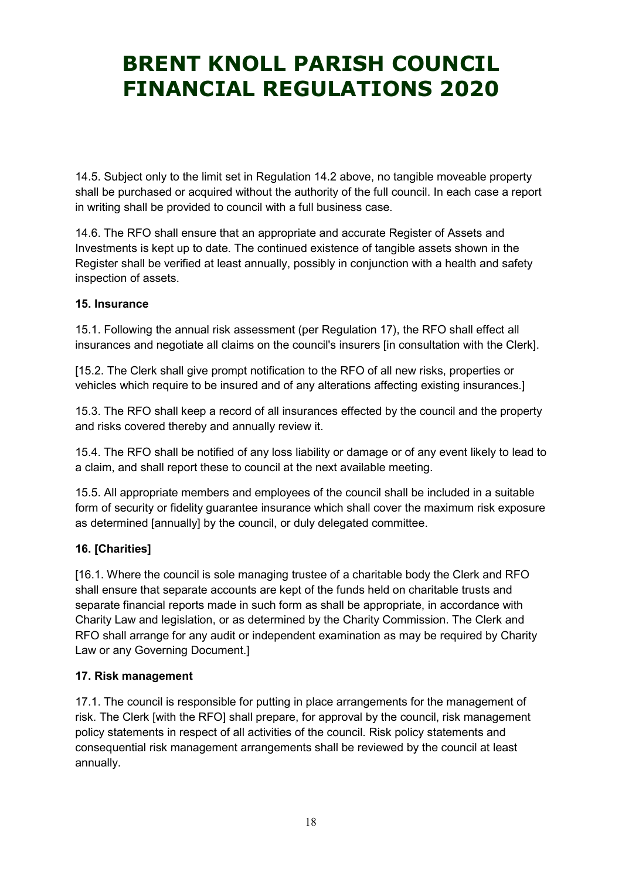# BRENT KNOLL PARISH COUNCIL FINANCIAL REGULATIONS 2020

14.5. Subject only to the limit set in Regulation 14.2 above, no tangible moveable property shall be purchased or acquired without the authority of the full council. In each case a report in writing shall be provided to council with a full business case.

14.6. The RFO shall ensure that an appropriate and accurate Register of Assets and Investments is kept up to date. The continued existence of tangible assets shown in the Register shall be verified at least annually, possibly in conjunction with a health and safety inspection of assets.

**15. Insurance**

15.1. Following the annual risk assessment (per Regulation 17), the RFO shall effect all insurances and negotiate all claims on the council's insurers [in consultation with the Clerk].

[15.2. The Clerk shall give prompt notification to the RFO of all new risks, properties or vehicles which require to be insured and of any alterations affecting existing insurances.]

15.3. The RFO shall keep a record of all insurances effected by the council and the property and risks covered thereby and annually review it.

15.4. The RFO shall be notified of any loss liability or damage or of any event likely to lead to a claim, and shall report these to council at the next available meeting.

15.5. All appropriate members and employees of the council shall be included in a suitable form of security or fidelity guarantee insurance which shall cover the maximum risk exposure as determined [annually] by the council, or duly delegated committee.

**16. [Charities]**

[16.1. Where the council is sole managing trustee of a charitable body the Clerk and RFO shall ensure that separate accounts are kept of the funds held on charitable trusts and separate financial reports made in such form as shall be appropriate, in accordance with Charity Law and legislation, or as determined by the Charity Commission. The Clerk and RFO shall arrange for any audit or independent examination as may be required by Charity Law or any Governing Document.]

**17. Risk management**

17.1. The council is responsible for putting in place arrangements for the management of risk. The Clerk [with the RFO] shall prepare, for approval by the council, risk management policy statements in respect of all activities of the council. Risk policy statements and consequential risk management arrangements shall be reviewed by the council at least annually.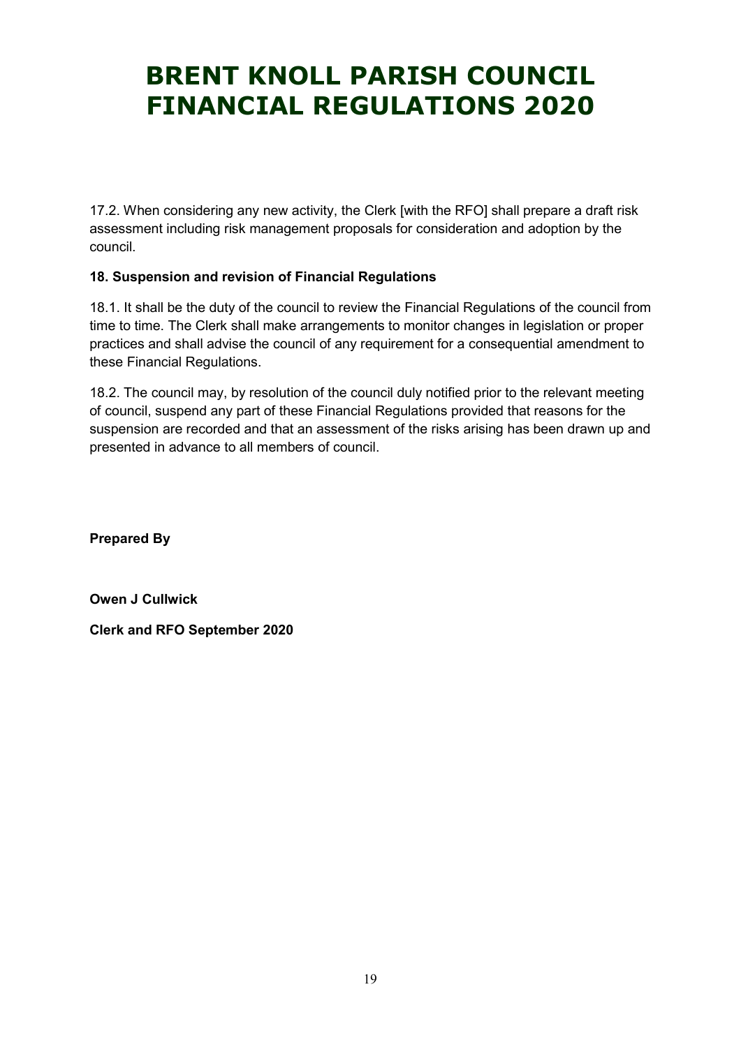# BRENT KNOLL PARISH COUNCIL FINANCIAL REGULATIONS 2020

17.2. When considering any new activity, the Clerk [with the RFO] shall prepare a draft risk assessment including risk management proposals for consideration and adoption by the council.

**18. Suspension and revision of Financial Regulations**

18.1. It shall be the duty of the council to review the Financial Regulations of the council from time to time. The Clerk shall make arrangements to monitor changes in legislation or proper practices and shall advise the council of any requirement for a consequential amendment to these Financial Regulations.

18.2. The council may, by resolution of the council duly notified prior to the relevant meeting of council, suspend any part of these Financial Regulations provided that reasons for the suspension are recorded and that an assessment of the risks arising has been drawn up and presented in advance to all members of council.

**Prepared By**

**Owen J Cullwick**

**Clerk and RFO September 2020**